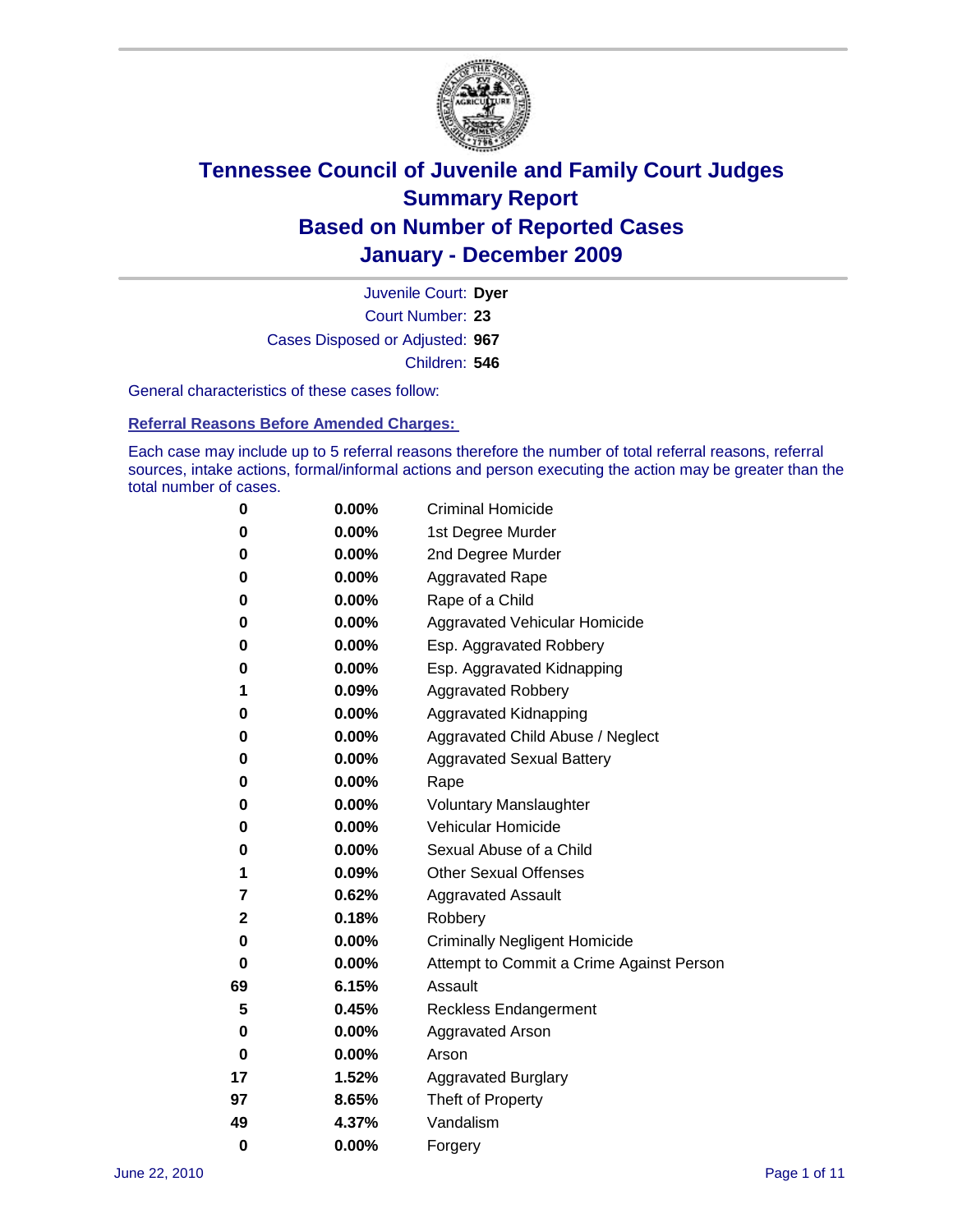# Tennessee Council of Juvenile and Family Court Judges
# Summary Report
# Based on Number of Reported Cases
# January - December 2009

Juvenile Court: **Dyer**
Court Number: **23**
Cases Disposed or Adjusted: **967**
Children: **546**

General characteristics of these cases follow:

## Referral Reasons Before Amended Charges:

Each case may include up to 5 referral reasons therefore the number of total referral reasons, referral sources, intake actions, formal/informal actions and person executing the action may be greater than the total number of cases.

| | | |
|---|---|---|
| 0 | 0.00% | Criminal Homicide |
| 0 | 0.00% | 1st Degree Murder |
| 0 | 0.00% | 2nd Degree Murder |
| 0 | 0.00% | Aggravated Rape |
| 0 | 0.00% | Rape of a Child |
| 0 | 0.00% | Aggravated Vehicular Homicide |
| 0 | 0.00% | Esp. Aggravated Robbery |
| 0 | 0.00% | Esp. Aggravated Kidnapping |
| 1 | 0.09% | Aggravated Robbery |
| 0 | 0.00% | Aggravated Kidnapping |
| 0 | 0.00% | Aggravated Child Abuse / Neglect |
| 0 | 0.00% | Aggravated Sexual Battery |
| 0 | 0.00% | Rape |
| 0 | 0.00% | Voluntary Manslaughter |
| 0 | 0.00% | Vehicular Homicide |
| 0 | 0.00% | Sexual Abuse of a Child |
| 1 | 0.09% | Other Sexual Offenses |
| 7 | 0.62% | Aggravated Assault |
| 2 | 0.18% | Robbery |
| 0 | 0.00% | Criminally Negligent Homicide |
| 0 | 0.00% | Attempt to Commit a Crime Against Person |
| 69 | 6.15% | Assault |
| 5 | 0.45% | Reckless Endangerment |
| 0 | 0.00% | Aggravated Arson |
| 0 | 0.00% | Arson |
| 17 | 1.52% | Aggravated Burglary |
| 97 | 8.65% | Theft of Property |
| 49 | 4.37% | Vandalism |
| 0 | 0.00% | Forgery |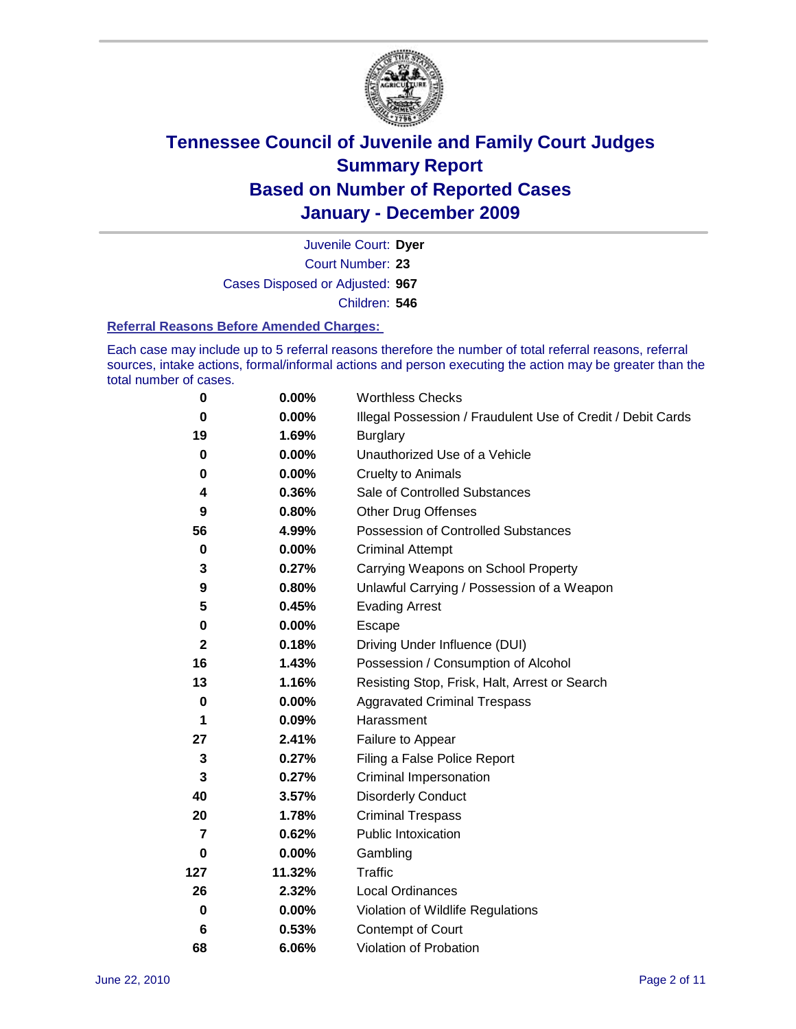# Tennessee Council of Juvenile and Family Court Judges
# Summary Report
# Based on Number of Reported Cases
# January - December 2009

Juvenile Court: **Dyer**
Court Number: **23**
Cases Disposed or Adjusted: **967**
Children: **546**

### Referral Reasons Before Amended Charges:

Each case may include up to 5 referral reasons therefore the number of total referral reasons, referral sources, intake actions, formal/informal actions and person executing the action may be greater than the total number of cases.

| | | |
|---|---|---|
| **0** | **0.00%** | Worthless Checks |
| **0** | **0.00%** | Illegal Possession / Fraudulent Use of Credit / Debit Cards |
| **19** | **1.69%** | Burglary |
| **0** | **0.00%** | Unauthorized Use of a Vehicle |
| **0** | **0.00%** | Cruelty to Animals |
| **4** | **0.36%** | Sale of Controlled Substances |
| **9** | **0.80%** | Other Drug Offenses |
| **56** | **4.99%** | Possession of Controlled Substances |
| **0** | **0.00%** | Criminal Attempt |
| **3** | **0.27%** | Carrying Weapons on School Property |
| **9** | **0.80%** | Unlawful Carrying / Possession of a Weapon |
| **5** | **0.45%** | Evading Arrest |
| **0** | **0.00%** | Escape |
| **2** | **0.18%** | Driving Under Influence (DUI) |
| **16** | **1.43%** | Possession / Consumption of Alcohol |
| **13** | **1.16%** | Resisting Stop, Frisk, Halt, Arrest or Search |
| **0** | **0.00%** | Aggravated Criminal Trespass |
| **1** | **0.09%** | Harassment |
| **27** | **2.41%** | Failure to Appear |
| **3** | **0.27%** | Filing a False Police Report |
| **3** | **0.27%** | Criminal Impersonation |
| **40** | **3.57%** | Disorderly Conduct |
| **20** | **1.78%** | Criminal Trespass |
| **7** | **0.62%** | Public Intoxication |
| **0** | **0.00%** | Gambling |
| **127** | **11.32%** | Traffic |
| **26** | **2.32%** | Local Ordinances |
| **0** | **0.00%** | Violation of Wildlife Regulations |
| **6** | **0.53%** | Contempt of Court |
| **68** | **6.06%** | Violation of Probation |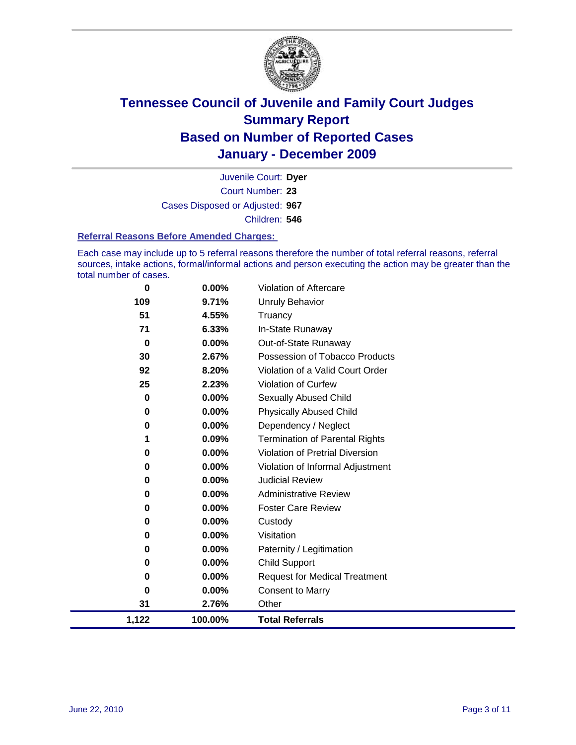# Tennessee Council of Juvenile and Family Court Judges
# Summary Report
# Based on Number of Reported Cases
# January - December 2009

Juvenile Court: **Dyer**

Court Number: **23**

Cases Disposed or Adjusted: **967**

Children: **546**

### Referral Reasons Before Amended Charges:

Each case may include up to 5 referral reasons therefore the number of total referral reasons, referral sources, intake actions, formal/informal actions and person executing the action may be greater than the total number of cases.

| | | |
|---|---|---|
| 0 | 0.00% | Violation of Aftercare |
| 109 | 9.71% | Unruly Behavior |
| 51 | 4.55% | Truancy |
| 71 | 6.33% | In-State Runaway |
| 0 | 0.00% | Out-of-State Runaway |
| 30 | 2.67% | Possession of Tobacco Products |
| 92 | 8.20% | Violation of a Valid Court Order |
| 25 | 2.23% | Violation of Curfew |
| 0 | 0.00% | Sexually Abused Child |
| 0 | 0.00% | Physically Abused Child |
| 0 | 0.00% | Dependency / Neglect |
| 1 | 0.09% | Termination of Parental Rights |
| 0 | 0.00% | Violation of Pretrial Diversion |
| 0 | 0.00% | Violation of Informal Adjustment |
| 0 | 0.00% | Judicial Review |
| 0 | 0.00% | Administrative Review |
| 0 | 0.00% | Foster Care Review |
| 0 | 0.00% | Custody |
| 0 | 0.00% | Visitation |
| 0 | 0.00% | Paternity / Legitimation |
| 0 | 0.00% | Child Support |
| 0 | 0.00% | Request for Medical Treatment |
| 0 | 0.00% | Consent to Marry |
| 31 | 2.76% | Other |
| **1,122** | **100.00%** | **Total Referrals** |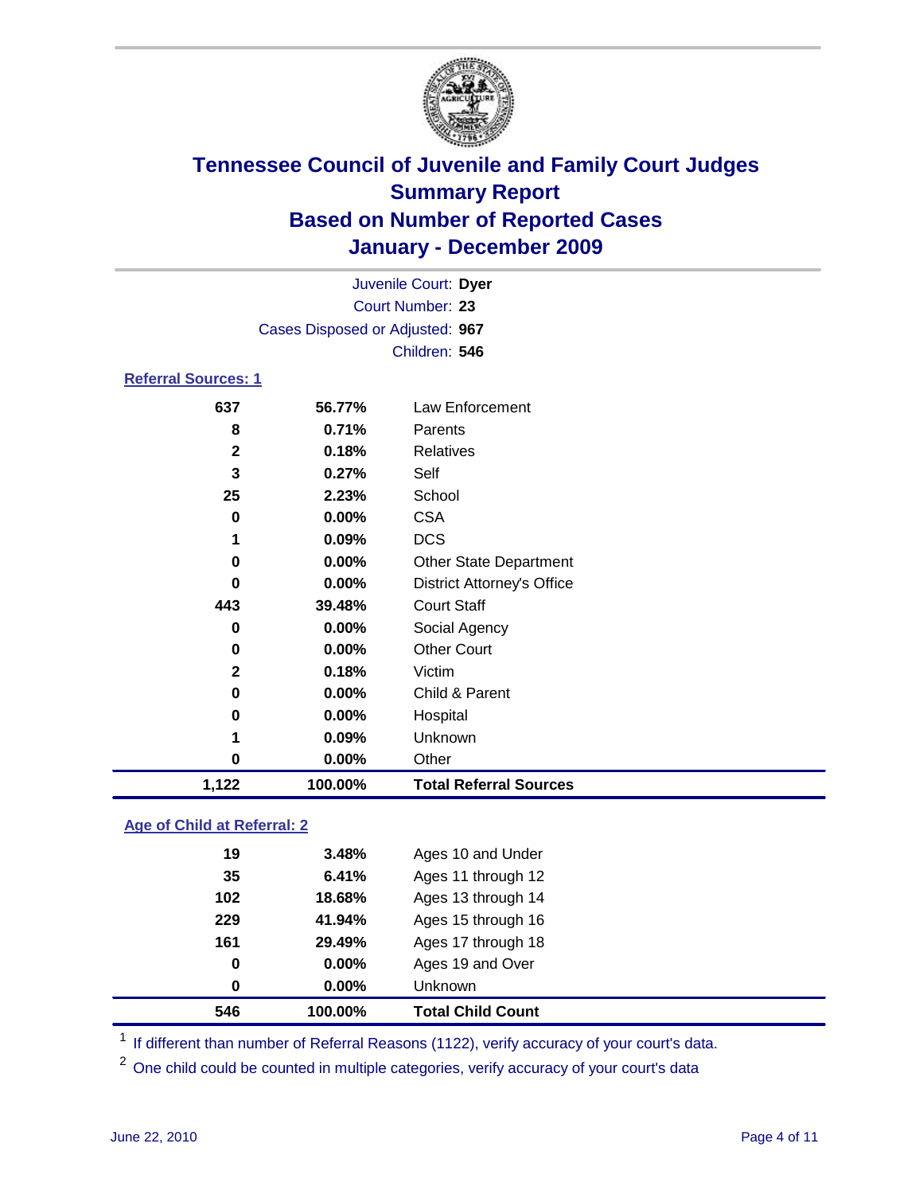# Tennessee Council of Juvenile and Family Court Judges
## Summary Report
## Based on Number of Reported Cases
## January - December 2009

Juvenile Court: **Dyer**
Court Number: **23**
Cases Disposed or Adjusted: **967**
Children: **546**

### Referral Sources: 1

| Count | Percent | Source |
|---|---|---|
| 637 | 56.77% | Law Enforcement |
| 8 | 0.71% | Parents |
| 2 | 0.18% | Relatives |
| 3 | 0.27% | Self |
| 25 | 2.23% | School |
| 0 | 0.00% | CSA |
| 1 | 0.09% | DCS |
| 0 | 0.00% | Other State Department |
| 0 | 0.00% | District Attorney's Office |
| 443 | 39.48% | Court Staff |
| 0 | 0.00% | Social Agency |
| 0 | 0.00% | Other Court |
| 2 | 0.18% | Victim |
| 0 | 0.00% | Child & Parent |
| 0 | 0.00% | Hospital |
| 1 | 0.09% | Unknown |
| 0 | 0.00% | Other |
| **1,122** | **100.00%** | **Total Referral Sources** |

### Age of Child at Referral: 2

| Count | Percent | Age |
|---|---|---|
| 19 | 3.48% | Ages 10 and Under |
| 35 | 6.41% | Ages 11 through 12 |
| 102 | 18.68% | Ages 13 through 14 |
| 229 | 41.94% | Ages 15 through 16 |
| 161 | 29.49% | Ages 17 through 18 |
| 0 | 0.00% | Ages 19 and Over |
| 0 | 0.00% | Unknown |
| **546** | **100.00%** | **Total Child Count** |

[1] If different than number of Referral Reasons (1122), verify accuracy of your court's data.

[2] One child could be counted in multiple categories, verify accuracy of your court's data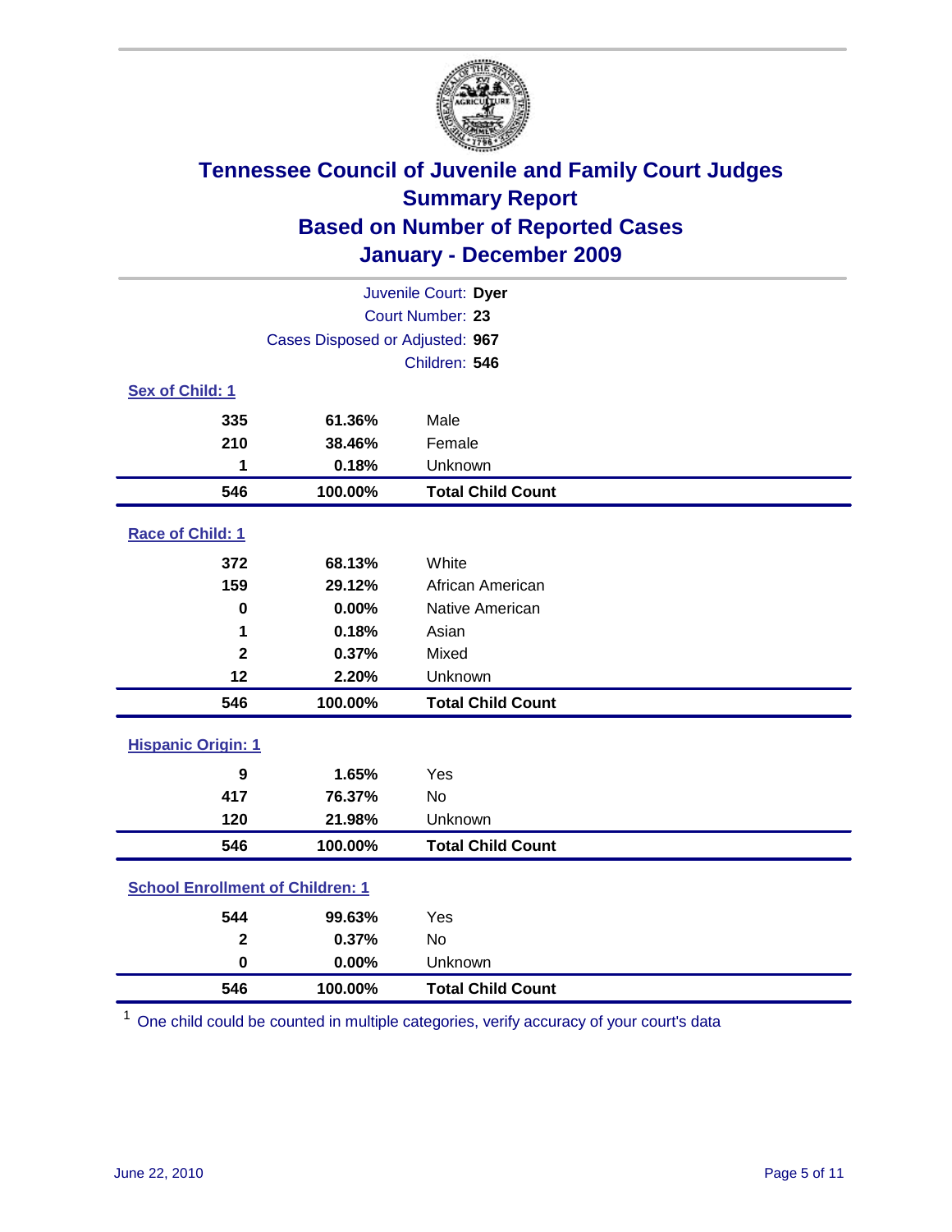# Tennessee Council of Juvenile and Family Court Judges
## Summary Report
## Based on Number of Reported Cases
## January - December 2009

Juvenile Court: **Dyer**
Court Number: **23**
Cases Disposed or Adjusted: **967**
Children: **546**

### Sex of Child: 1

| | | |
|---|---|---|
| **335** | **61.36%** | Male |
| **210** | **38.46%** | Female |
| **1** | **0.18%** | Unknown |
| **546** | **100.00%** | **Total Child Count** |

### Race of Child: 1

| | | |
|---|---|---|
| **372** | **68.13%** | White |
| **159** | **29.12%** | African American |
| **0** | **0.00%** | Native American |
| **1** | **0.18%** | Asian |
| **2** | **0.37%** | Mixed |
| **12** | **2.20%** | Unknown |
| **546** | **100.00%** | **Total Child Count** |

### Hispanic Origin: 1

| | | |
|---|---|---|
| **9** | **1.65%** | Yes |
| **417** | **76.37%** | No |
| **120** | **21.98%** | Unknown |
| **546** | **100.00%** | **Total Child Count** |

### School Enrollment of Children: 1

| | | |
|---|---|---|
| **544** | **99.63%** | Yes |
| **2** | **0.37%** | No |
| **0** | **0.00%** | Unknown |
| **546** | **100.00%** | **Total Child Count** |

[1] One child could be counted in multiple categories, verify accuracy of your court's data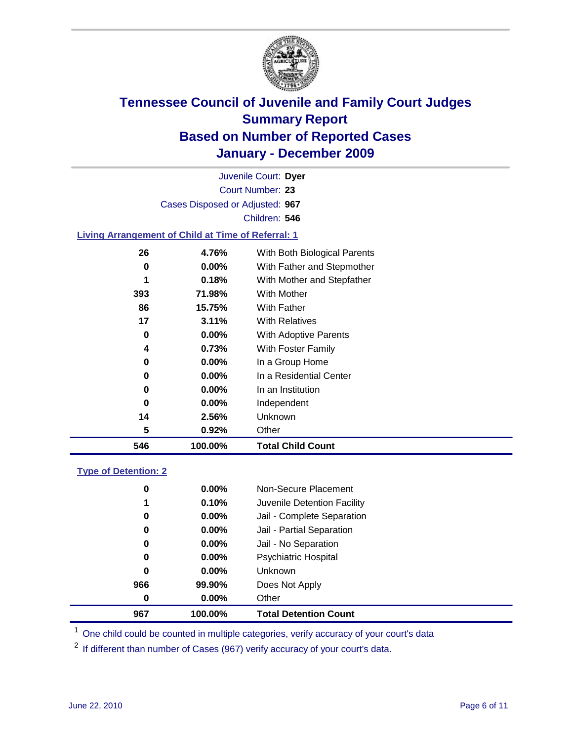# Tennessee Council of Juvenile and Family Court Judges
## Summary Report
## Based on Number of Reported Cases
## January - December 2009

Juvenile Court: **Dyer**
Court Number: **23**
Cases Disposed or Adjusted: **967**
Children: **546**

### Living Arrangement of Child at Time of Referral: 1

| Count | Percent | Category |
|---|---|---|
| 26 | 4.76% | With Both Biological Parents |
| 0 | 0.00% | With Father and Stepmother |
| 1 | 0.18% | With Mother and Stepfather |
| 393 | 71.98% | With Mother |
| 86 | 15.75% | With Father |
| 17 | 3.11% | With Relatives |
| 0 | 0.00% | With Adoptive Parents |
| 4 | 0.73% | With Foster Family |
| 0 | 0.00% | In a Group Home |
| 0 | 0.00% | In a Residential Center |
| 0 | 0.00% | In an Institution |
| 0 | 0.00% | Independent |
| 14 | 2.56% | Unknown |
| 5 | 0.92% | Other |
| **546** | **100.00%** | **Total Child Count** |

### Type of Detention: 2

| Count | Percent | Category |
|---|---|---|
| 0 | 0.00% | Non-Secure Placement |
| 1 | 0.10% | Juvenile Detention Facility |
| 0 | 0.00% | Jail - Complete Separation |
| 0 | 0.00% | Jail - Partial Separation |
| 0 | 0.00% | Jail - No Separation |
| 0 | 0.00% | Psychiatric Hospital |
| 0 | 0.00% | Unknown |
| 966 | 99.90% | Does Not Apply |
| 0 | 0.00% | Other |
| **967** | **100.00%** | **Total Detention Count** |

[1] One child could be counted in multiple categories, verify accuracy of your court's data

[2] If different than number of Cases (967) verify accuracy of your court's data.

June 22, 2010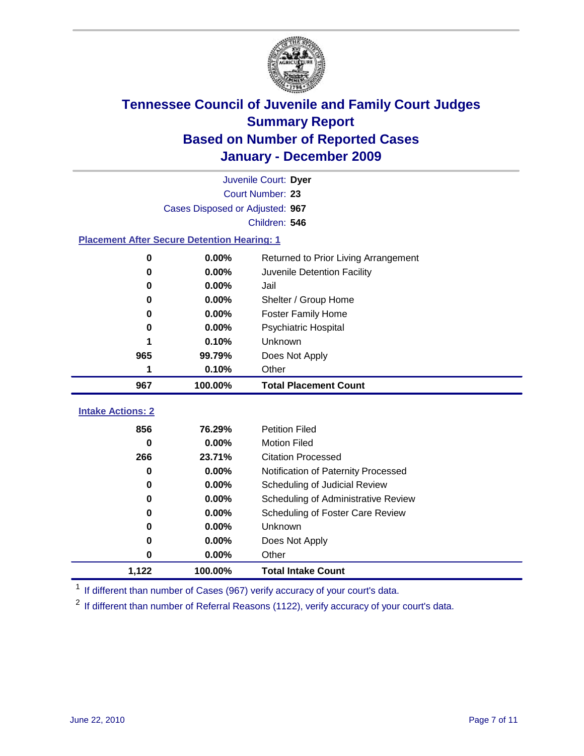# Tennessee Council of Juvenile and Family Court Judges
## Summary Report
## Based on Number of Reported Cases
## January - December 2009

Juvenile Court: **Dyer**
Court Number: **23**
Cases Disposed or Adjusted: **967**
Children: **546**

### Placement After Secure Detention Hearing: 1

| | | |
|---|---|---|
| 0 | 0.00% | Returned to Prior Living Arrangement |
| 0 | 0.00% | Juvenile Detention Facility |
| 0 | 0.00% | Jail |
| 0 | 0.00% | Shelter / Group Home |
| 0 | 0.00% | Foster Family Home |
| 0 | 0.00% | Psychiatric Hospital |
| 1 | 0.10% | Unknown |
| 965 | 99.79% | Does Not Apply |
| 1 | 0.10% | Other |
| **967** | **100.00%** | **Total Placement Count** |

### Intake Actions: 2

| | | |
|---|---|---|
| 856 | 76.29% | Petition Filed |
| 0 | 0.00% | Motion Filed |
| 266 | 23.71% | Citation Processed |
| 0 | 0.00% | Notification of Paternity Processed |
| 0 | 0.00% | Scheduling of Judicial Review |
| 0 | 0.00% | Scheduling of Administrative Review |
| 0 | 0.00% | Scheduling of Foster Care Review |
| 0 | 0.00% | Unknown |
| 0 | 0.00% | Does Not Apply |
| 0 | 0.00% | Other |
| **1,122** | **100.00%** | **Total Intake Count** |

[1] If different than number of Cases (967) verify accuracy of your court's data.

[2] If different than number of Referral Reasons (1122), verify accuracy of your court's data.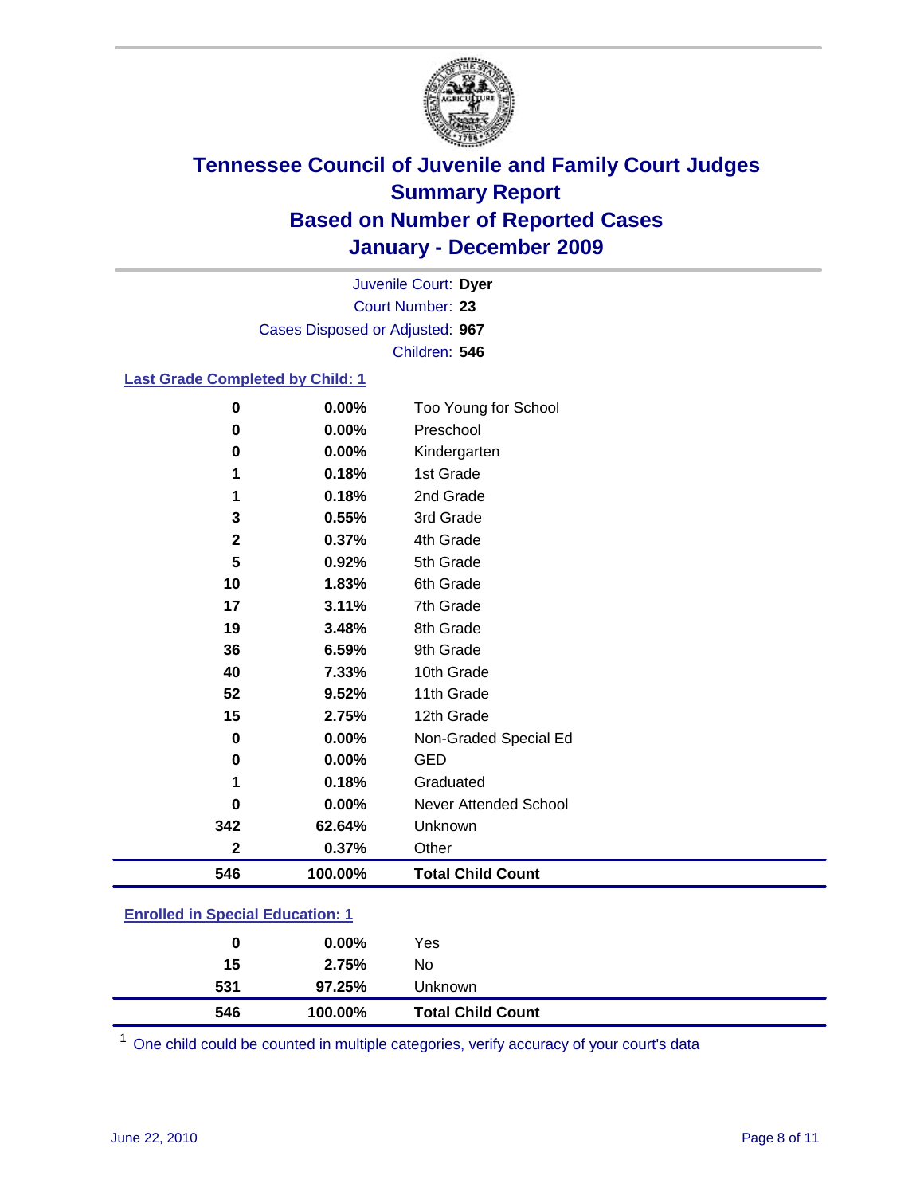# Tennessee Council of Juvenile and Family Court Judges
## Summary Report
## Based on Number of Reported Cases
## January - December 2009

Juvenile Court: **Dyer**
Court Number: **23**
Cases Disposed or Adjusted: **967**
Children: **546**

### Last Grade Completed by Child: 1

| Count | Percent | Category |
|---|---|---|
| 0 | 0.00% | Too Young for School |
| 0 | 0.00% | Preschool |
| 0 | 0.00% | Kindergarten |
| 1 | 0.18% | 1st Grade |
| 1 | 0.18% | 2nd Grade |
| 3 | 0.55% | 3rd Grade |
| 2 | 0.37% | 4th Grade |
| 5 | 0.92% | 5th Grade |
| 10 | 1.83% | 6th Grade |
| 17 | 3.11% | 7th Grade |
| 19 | 3.48% | 8th Grade |
| 36 | 6.59% | 9th Grade |
| 40 | 7.33% | 10th Grade |
| 52 | 9.52% | 11th Grade |
| 15 | 2.75% | 12th Grade |
| 0 | 0.00% | Non-Graded Special Ed |
| 0 | 0.00% | GED |
| 1 | 0.18% | Graduated |
| 0 | 0.00% | Never Attended School |
| 342 | 62.64% | Unknown |
| 2 | 0.37% | Other |
| **546** | **100.00%** | **Total Child Count** |

### Enrolled in Special Education: 1

| Count | Percent | Category |
|---|---|---|
| 0 | 0.00% | Yes |
| 15 | 2.75% | No |
| 531 | 97.25% | Unknown |
| **546** | **100.00%** | **Total Child Count** |

[1] One child could be counted in multiple categories, verify accuracy of your court's data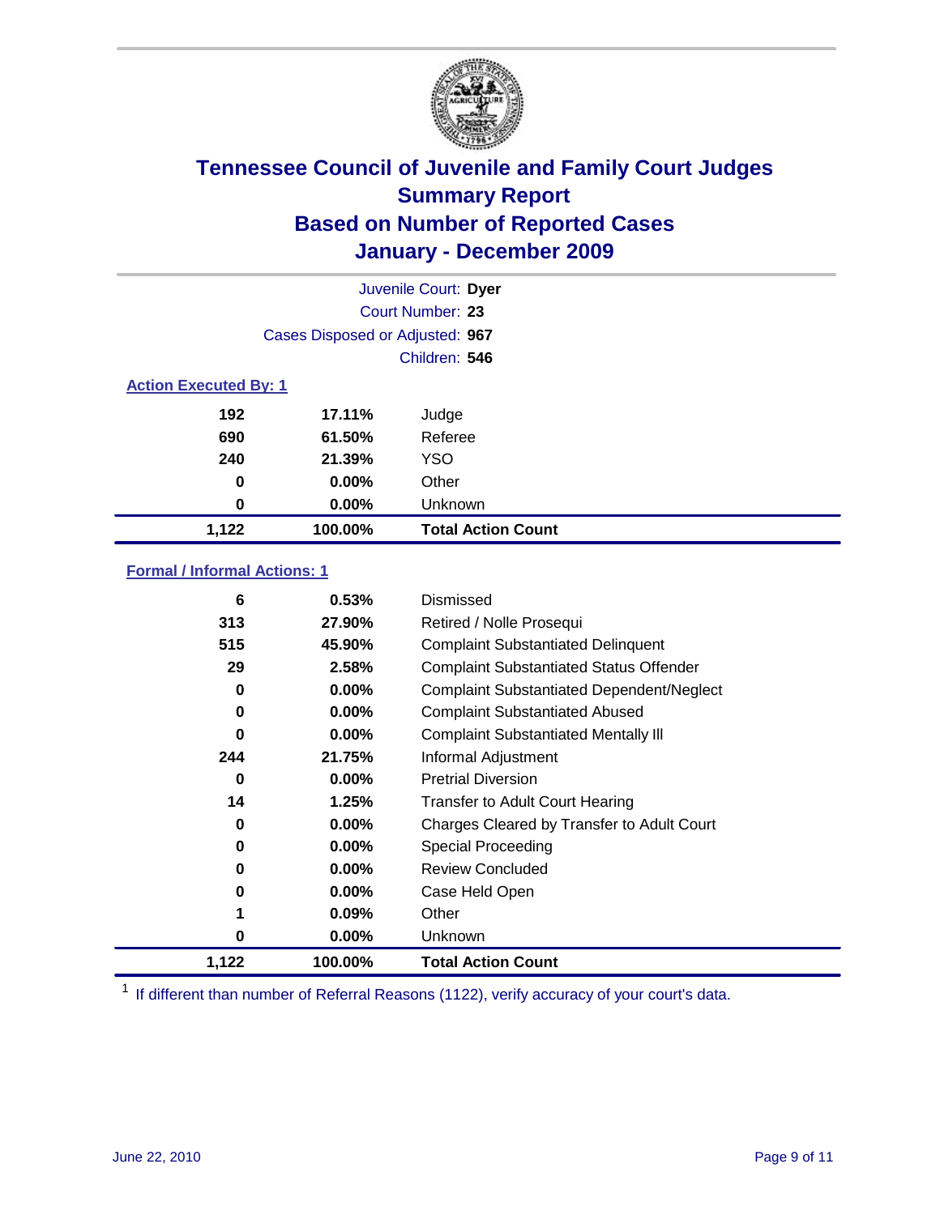# Tennessee Council of Juvenile and Family Court Judges
## Summary Report
## Based on Number of Reported Cases
## January - December 2009

Juvenile Court: **Dyer**
Court Number: **23**
Cases Disposed or Adjusted: **967**
Children: **546**

### Action Executed By: 1

| | | |
|---|---|---|
| 192 | 17.11% | Judge |
| 690 | 61.50% | Referee |
| 240 | 21.39% | YSO |
| 0 | 0.00% | Other |
| 0 | 0.00% | Unknown |
| **1,122** | **100.00%** | **Total Action Count** |

### Formal / Informal Actions: 1

| | | |
|---|---|---|
| 6 | 0.53% | Dismissed |
| 313 | 27.90% | Retired / Nolle Prosequi |
| 515 | 45.90% | Complaint Substantiated Delinquent |
| 29 | 2.58% | Complaint Substantiated Status Offender |
| 0 | 0.00% | Complaint Substantiated Dependent/Neglect |
| 0 | 0.00% | Complaint Substantiated Abused |
| 0 | 0.00% | Complaint Substantiated Mentally Ill |
| 244 | 21.75% | Informal Adjustment |
| 0 | 0.00% | Pretrial Diversion |
| 14 | 1.25% | Transfer to Adult Court Hearing |
| 0 | 0.00% | Charges Cleared by Transfer to Adult Court |
| 0 | 0.00% | Special Proceeding |
| 0 | 0.00% | Review Concluded |
| 0 | 0.00% | Case Held Open |
| 1 | 0.09% | Other |
| 0 | 0.00% | Unknown |
| **1,122** | **100.00%** | **Total Action Count** |

[1] If different than number of Referral Reasons (1122), verify accuracy of your court's data.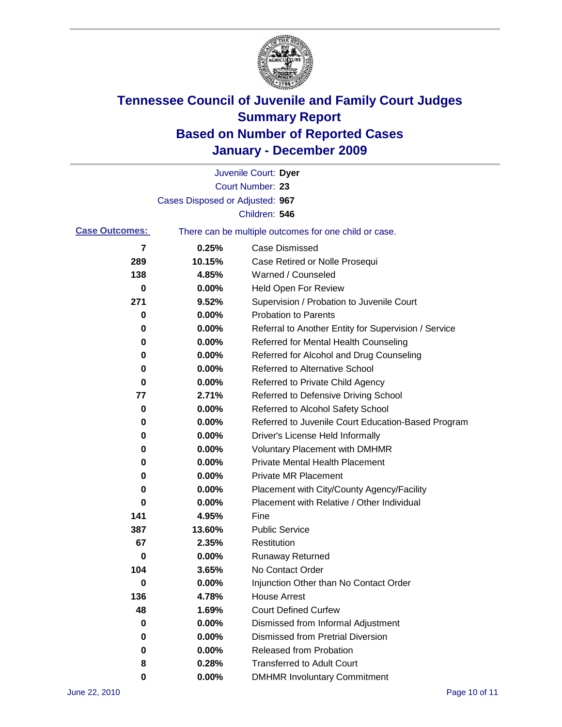# Tennessee Council of Juvenile and Family Court Judges
# Summary Report
# Based on Number of Reported Cases
# January - December 2009

Juvenile Court: **Dyer**

Court Number: **23**

Cases Disposed or Adjusted: **967**

Children: **546**

**Case Outcomes:** There can be multiple outcomes for one child or case.

| Count | Percent | Outcome |
|---|---|---|
| 7 | 0.25% | Case Dismissed |
| 289 | 10.15% | Case Retired or Nolle Prosequi |
| 138 | 4.85% | Warned / Counseled |
| 0 | 0.00% | Held Open For Review |
| 271 | 9.52% | Supervision / Probation to Juvenile Court |
| 0 | 0.00% | Probation to Parents |
| 0 | 0.00% | Referral to Another Entity for Supervision / Service |
| 0 | 0.00% | Referred for Mental Health Counseling |
| 0 | 0.00% | Referred for Alcohol and Drug Counseling |
| 0 | 0.00% | Referred to Alternative School |
| 0 | 0.00% | Referred to Private Child Agency |
| 77 | 2.71% | Referred to Defensive Driving School |
| 0 | 0.00% | Referred to Alcohol Safety School |
| 0 | 0.00% | Referred to Juvenile Court Education-Based Program |
| 0 | 0.00% | Driver's License Held Informally |
| 0 | 0.00% | Voluntary Placement with DMHMR |
| 0 | 0.00% | Private Mental Health Placement |
| 0 | 0.00% | Private MR Placement |
| 0 | 0.00% | Placement with City/County Agency/Facility |
| 0 | 0.00% | Placement with Relative / Other Individual |
| 141 | 4.95% | Fine |
| 387 | 13.60% | Public Service |
| 67 | 2.35% | Restitution |
| 0 | 0.00% | Runaway Returned |
| 104 | 3.65% | No Contact Order |
| 0 | 0.00% | Injunction Other than No Contact Order |
| 136 | 4.78% | House Arrest |
| 48 | 1.69% | Court Defined Curfew |
| 0 | 0.00% | Dismissed from Informal Adjustment |
| 0 | 0.00% | Dismissed from Pretrial Diversion |
| 0 | 0.00% | Released from Probation |
| 8 | 0.28% | Transferred to Adult Court |
| 0 | 0.00% | DMHMR Involuntary Commitment |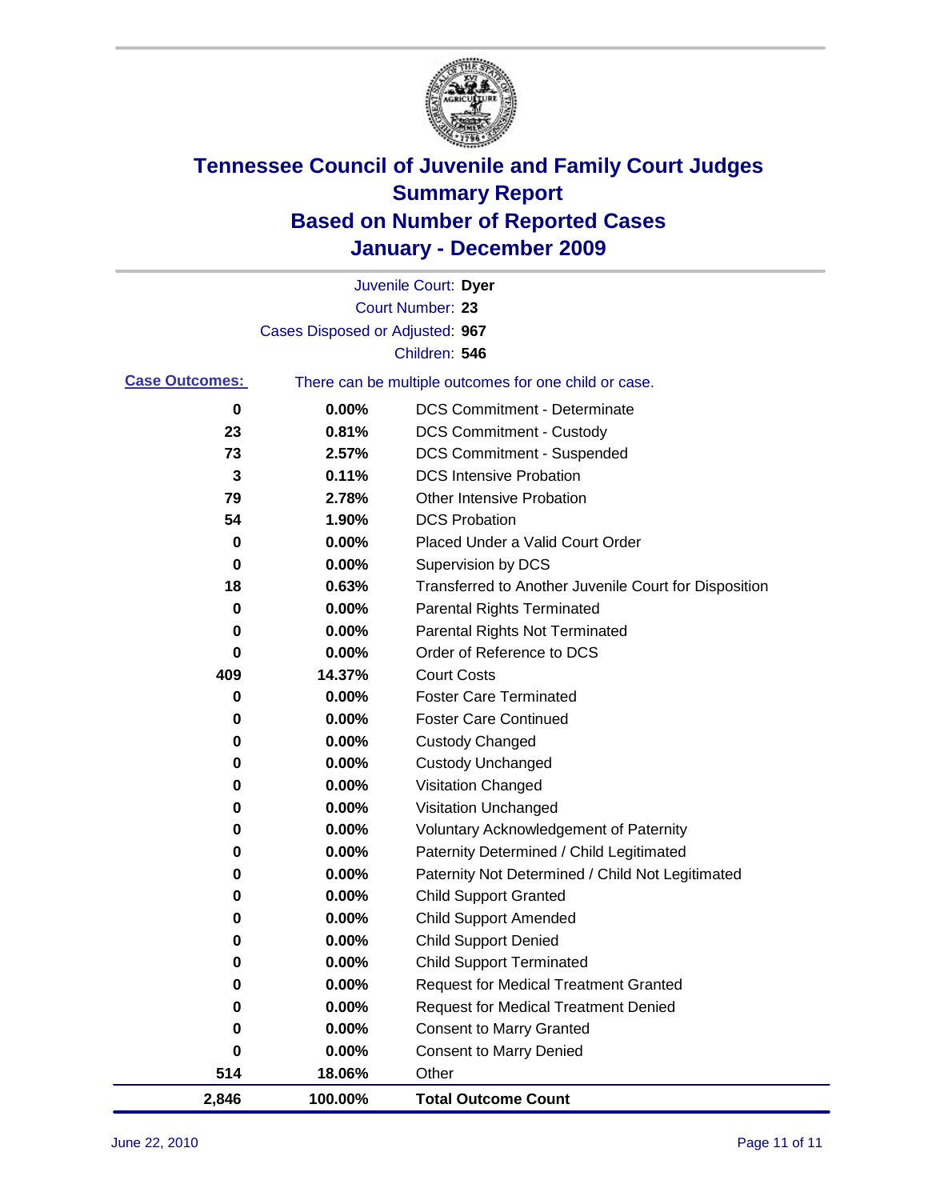# Tennessee Council of Juvenile and Family Court Judges
## Summary Report
## Based on Number of Reported Cases
## January - December 2009

Juvenile Court: **Dyer**

Court Number: **23**

Cases Disposed or Adjusted: **967**

Children: **546**

**Case Outcomes:** There can be multiple outcomes for one child or case.

| | | |
|---|---|---|
| 0 | 0.00% | DCS Commitment - Determinate |
| 23 | 0.81% | DCS Commitment - Custody |
| 73 | 2.57% | DCS Commitment - Suspended |
| 3 | 0.11% | DCS Intensive Probation |
| 79 | 2.78% | Other Intensive Probation |
| 54 | 1.90% | DCS Probation |
| 0 | 0.00% | Placed Under a Valid Court Order |
| 0 | 0.00% | Supervision by DCS |
| 18 | 0.63% | Transferred to Another Juvenile Court for Disposition |
| 0 | 0.00% | Parental Rights Terminated |
| 0 | 0.00% | Parental Rights Not Terminated |
| 0 | 0.00% | Order of Reference to DCS |
| 409 | 14.37% | Court Costs |
| 0 | 0.00% | Foster Care Terminated |
| 0 | 0.00% | Foster Care Continued |
| 0 | 0.00% | Custody Changed |
| 0 | 0.00% | Custody Unchanged |
| 0 | 0.00% | Visitation Changed |
| 0 | 0.00% | Visitation Unchanged |
| 0 | 0.00% | Voluntary Acknowledgement of Paternity |
| 0 | 0.00% | Paternity Determined / Child Legitimated |
| 0 | 0.00% | Paternity Not Determined / Child Not Legitimated |
| 0 | 0.00% | Child Support Granted |
| 0 | 0.00% | Child Support Amended |
| 0 | 0.00% | Child Support Denied |
| 0 | 0.00% | Child Support Terminated |
| 0 | 0.00% | Request for Medical Treatment Granted |
| 0 | 0.00% | Request for Medical Treatment Denied |
| 0 | 0.00% | Consent to Marry Granted |
| 0 | 0.00% | Consent to Marry Denied |
| 514 | 18.06% | Other |
| **2,846** | **100.00%** | **Total Outcome Count** |

June 22, 2010